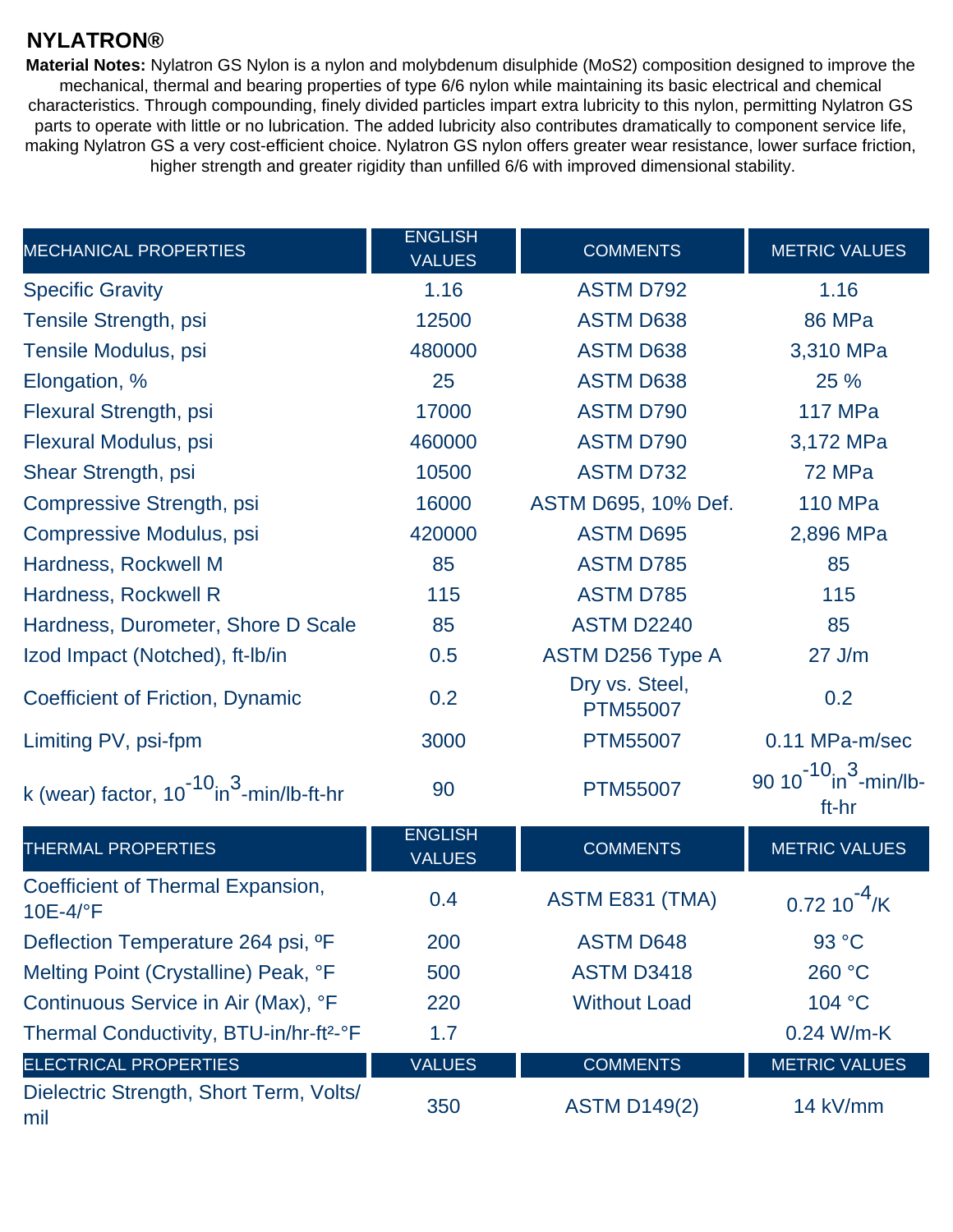# NYLATRON®

**Material Notes:** Nylatron GS Nylon is a nylon and molybdenum disulphide ($MoS_2$) composition designed to improve the mechanical, thermal and bearing properties of type 6/6 nylon while maintaining its basic electrical and chemical characteristics. Through compounding, finely divided particles impart extra lubricity to this nylon, permitting Nylatron GS parts to operate with little or no lubrication. The added lubricity also contributes dramatically to component service life, making Nylatron GS a very cost-efficient choice. Nylatron GS nylon offers greater wear resistance, lower surface friction, higher strength and greater rigidity than unfilled 6/6 with improved dimensional stability.

| MECHANICAL PROPERTIES | ENGLISH VALUES | COMMENTS | METRIC VALUES |
|---|---|---|---|
| Specific Gravity | 1.16 | ASTM D792 | 1.16 |
| Tensile Strength, psi | 12500 | ASTM D638 | 86 MPa |
| Tensile Modulus, psi | 480000 | ASTM D638 | 3,310 MPa |
| Elongation, % | 25 | ASTM D638 | 25 % |
| Flexural Strength, psi | 17000 | ASTM D790 | 117 MPa |
| Flexural Modulus, psi | 460000 | ASTM D790 | 3,172 MPa |
| Shear Strength, psi | 10500 | ASTM D732 | 72 MPa |
| Compressive Strength, psi | 16000 | ASTM D695, 10% Def. | 110 MPa |
| Compressive Modulus, psi | 420000 | ASTM D695 | 2,896 MPa |
| Hardness, Rockwell M | 85 | ASTM D785 | 85 |
| Hardness, Rockwell R | 115 | ASTM D785 | 115 |
| Hardness, Durometer, Shore D Scale | 85 | ASTM D2240 | 85 |
| Izod Impact (Notched), ft-lb/in | 0.5 | ASTM D256 Type A | 27 J/m |
| Coefficient of Friction, Dynamic | 0.2 | Dry vs. Steel, PTM55007 | 0.2 |
| Limiting PV, psi-fpm | 3000 | PTM55007 | 0.11 MPa-m/sec |
| k (wear) factor, $10^{-10}in^3$-min/lb-ft-hr | 90 | PTM55007 | 90 $10^{-10}in^3$-min/lb-ft-hr |
| **THERMAL PROPERTIES** | **ENGLISH VALUES** | **COMMENTS** | **METRIC VALUES** |
| Coefficient of Thermal Expansion, 10E-4/°F | 0.4 | ASTM E831 (TMA) | 0.72 $10^{-4}$/K |
| Deflection Temperature 264 psi, ºF | 200 | ASTM D648 | 93 °C |
| Melting Point (Crystalline) Peak, °F | 500 | ASTM D3418 | 260 °C |
| Continuous Service in Air (Max), °F | 220 | Without Load | 104 °C |
| Thermal Conductivity, BTU-in/hr-ft²-°F | 1.7 | | 0.24 W/m-K |
| **ELECTRICAL PROPERTIES** | **VALUES** | **COMMENTS** | **METRIC VALUES** |
| Dielectric Strength, Short Term, Volts/mil | 350 | ASTM D149(2) | 14 kV/mm |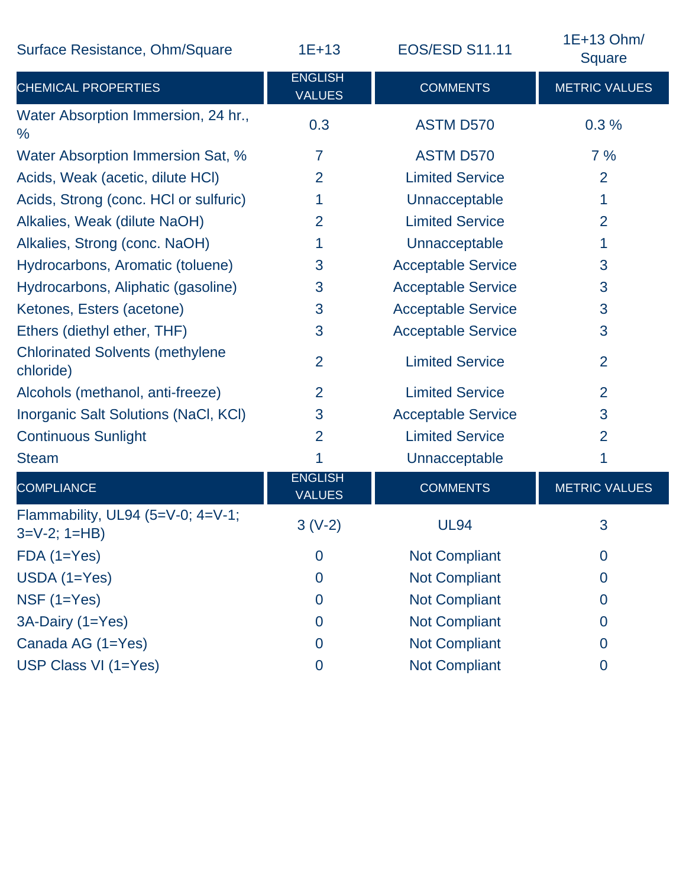| Surface Resistance, Ohm/Square | 1E+13 | EOS/ESD S11.11 | 1E+13 Ohm/ Square |
|---|---|---|---|

| CHEMICAL PROPERTIES | ENGLISH VALUES | COMMENTS | METRIC VALUES |
|---|---|---|---|
| Water Absorption Immersion, 24 hr., % | 0.3 | ASTM D570 | 0.3 % |
| Water Absorption Immersion Sat, % | 7 | ASTM D570 | 7 % |
| Acids, Weak (acetic, dilute HCl) | 2 | Limited Service | 2 |
| Acids, Strong (conc. HCl or sulfuric) | 1 | Unacceptable | 1 |
| Alkalies, Weak (dilute NaOH) | 2 | Limited Service | 2 |
| Alkalies, Strong (conc. NaOH) | 1 | Unacceptable | 1 |
| Hydrocarbons, Aromatic (toluene) | 3 | Acceptable Service | 3 |
| Hydrocarbons, Aliphatic (gasoline) | 3 | Acceptable Service | 3 |
| Ketones, Esters (acetone) | 3 | Acceptable Service | 3 |
| Ethers (diethyl ether, THF) | 3 | Acceptable Service | 3 |
| Chlorinated Solvents (methylene chloride) | 2 | Limited Service | 2 |
| Alcohols (methanol, anti-freeze) | 2 | Limited Service | 2 |
| Inorganic Salt Solutions (NaCl, KCl) | 3 | Acceptable Service | 3 |
| Continuous Sunlight | 2 | Limited Service | 2 |
| Steam | 1 | Unacceptable | 1 |

| COMPLIANCE | ENGLISH VALUES | COMMENTS | METRIC VALUES |
|---|---|---|---|
| Flammability, UL94 (5=V-0; 4=V-1; 3=V-2; 1=HB) | 3 (V-2) | UL94 | 3 |
| FDA (1=Yes) | 0 | Not Compliant | 0 |
| USDA (1=Yes) | 0 | Not Compliant | 0 |
| NSF (1=Yes) | 0 | Not Compliant | 0 |
| 3A-Dairy (1=Yes) | 0 | Not Compliant | 0 |
| Canada AG (1=Yes) | 0 | Not Compliant | 0 |
| USP Class VI (1=Yes) | 0 | Not Compliant | 0 |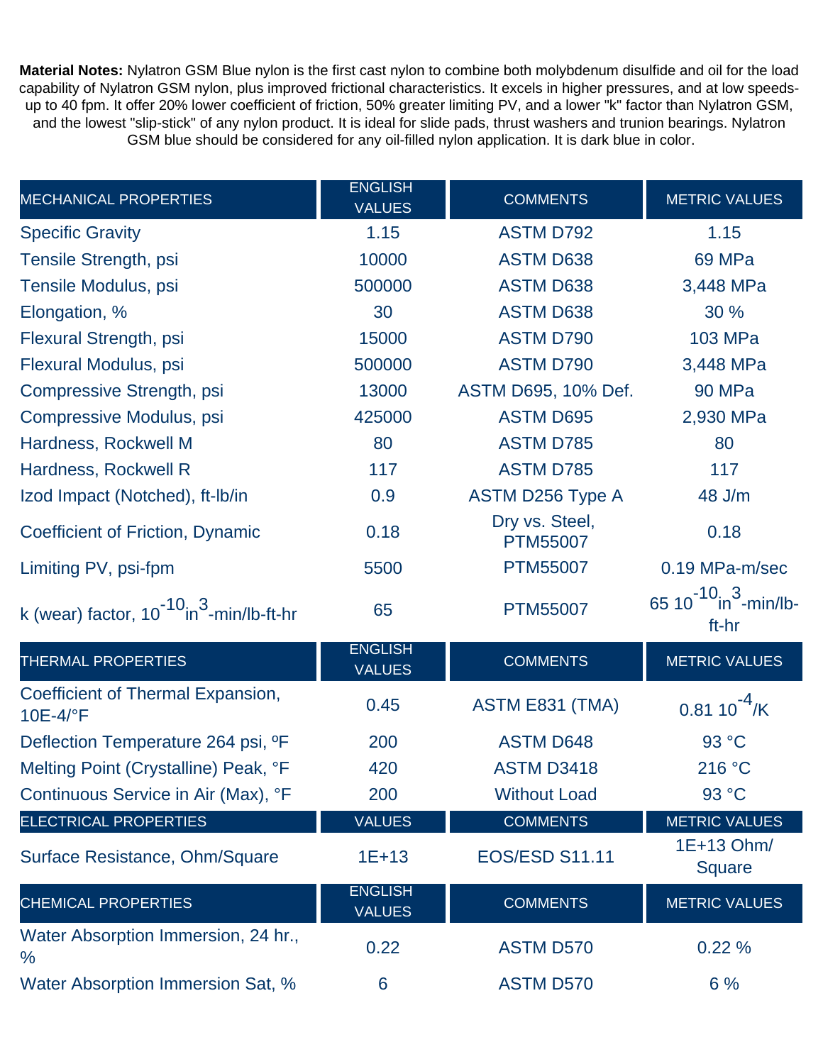**Material Notes:** Nylatron GSM Blue nylon is the first cast nylon to combine both molybdenum disulfide and oil for the load capability of Nylatron GSM nylon, plus improved frictional characteristics. It excels in higher pressures, and at low speeds-up to 40 fpm. It offer 20% lower coefficient of friction, 50% greater limiting PV, and a lower "k" factor than Nylatron GSM, and the lowest "slip-stick" of any nylon product. It is ideal for slide pads, thrust washers and trunion bearings. Nylatron GSM blue should be considered for any oil-filled nylon application. It is dark blue in color.

| MECHANICAL PROPERTIES | ENGLISH VALUES | COMMENTS | METRIC VALUES |
|---|---|---|---|
| Specific Gravity | 1.15 | ASTM D792 | 1.15 |
| Tensile Strength, psi | 10000 | ASTM D638 | 69 MPa |
| Tensile Modulus, psi | 500000 | ASTM D638 | 3,448 MPa |
| Elongation, % | 30 | ASTM D638 | 30 % |
| Flexural Strength, psi | 15000 | ASTM D790 | 103 MPa |
| Flexural Modulus, psi | 500000 | ASTM D790 | 3,448 MPa |
| Compressive Strength, psi | 13000 | ASTM D695, 10% Def. | 90 MPa |
| Compressive Modulus, psi | 425000 | ASTM D695 | 2,930 MPa |
| Hardness, Rockwell M | 80 | ASTM D785 | 80 |
| Hardness, Rockwell R | 117 | ASTM D785 | 117 |
| Izod Impact (Notched), ft-lb/in | 0.9 | ASTM D256 Type A | 48 J/m |
| Coefficient of Friction, Dynamic | 0.18 | Dry vs. Steel, PTM55007 | 0.18 |
| Limiting PV, psi-fpm | 5500 | PTM55007 | 0.19 MPa-m/sec |
| k (wear) factor, $10^{-10}in^3$-min/lb-ft-hr | 65 | PTM55007 | 65 $10^{-10}in^3$-min/lb-ft-hr |
| **THERMAL PROPERTIES** | **ENGLISH VALUES** | **COMMENTS** | **METRIC VALUES** |
| Coefficient of Thermal Expansion, 10E-4/°F | 0.45 | ASTM E831 (TMA) | 0.81 $10^{-4}$/K |
| Deflection Temperature 264 psi, ºF | 200 | ASTM D648 | 93 °C |
| Melting Point (Crystalline) Peak, °F | 420 | ASTM D3418 | 216 °C |
| Continuous Service in Air (Max), °F | 200 | Without Load | 93 °C |
| **ELECTRICAL PROPERTIES** | **VALUES** | **COMMENTS** | **METRIC VALUES** |
| Surface Resistance, Ohm/Square | 1E+13 | EOS/ESD S11.11 | 1E+13 Ohm/ Square |
| **CHEMICAL PROPERTIES** | **ENGLISH VALUES** | **COMMENTS** | **METRIC VALUES** |
| Water Absorption Immersion, 24 hr., % | 0.22 | ASTM D570 | 0.22 % |
| Water Absorption Immersion Sat, % | 6 | ASTM D570 | 6 % |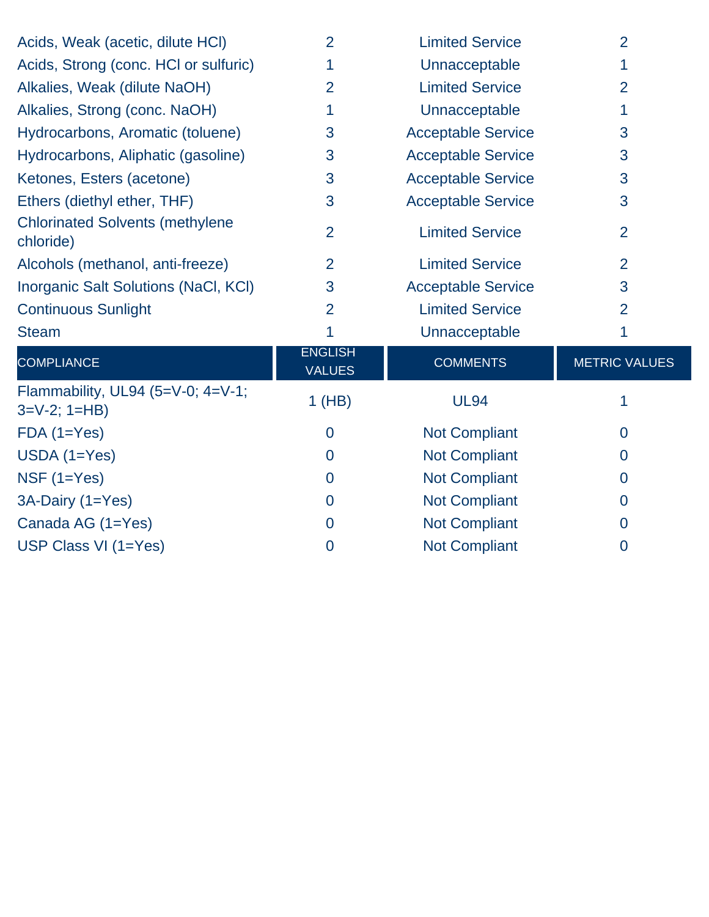| | | | |
|---|---|---|---|
| Acids, Weak (acetic, dilute HCl) | 2 | Limited Service | 2 |
| Acids, Strong (conc. HCl or sulfuric) | 1 | Unacceptable | 1 |
| Alkalies, Weak (dilute NaOH) | 2 | Limited Service | 2 |
| Alkalies, Strong (conc. NaOH) | 1 | Unacceptable | 1 |
| Hydrocarbons, Aromatic (toluene) | 3 | Acceptable Service | 3 |
| Hydrocarbons, Aliphatic (gasoline) | 3 | Acceptable Service | 3 |
| Ketones, Esters (acetone) | 3 | Acceptable Service | 3 |
| Ethers (diethyl ether, THF) | 3 | Acceptable Service | 3 |
| Chlorinated Solvents (methylene chloride) | 2 | Limited Service | 2 |
| Alcohols (methanol, anti-freeze) | 2 | Limited Service | 2 |
| Inorganic Salt Solutions (NaCl, KCl) | 3 | Acceptable Service | 3 |
| Continuous Sunlight | 2 | Limited Service | 2 |
| Steam | 1 | Unacceptable | 1 |

| COMPLIANCE | ENGLISH VALUES | COMMENTS | METRIC VALUES |
|---|---|---|---|
| Flammability, UL94 (5=V-0; 4=V-1; 3=V-2; 1=HB) | 1 (HB) | UL94 | 1 |
| FDA (1=Yes) | 0 | Not Compliant | 0 |
| USDA (1=Yes) | 0 | Not Compliant | 0 |
| NSF (1=Yes) | 0 | Not Compliant | 0 |
| 3A-Dairy (1=Yes) | 0 | Not Compliant | 0 |
| Canada AG (1=Yes) | 0 | Not Compliant | 0 |
| USP Class VI (1=Yes) | 0 | Not Compliant | 0 |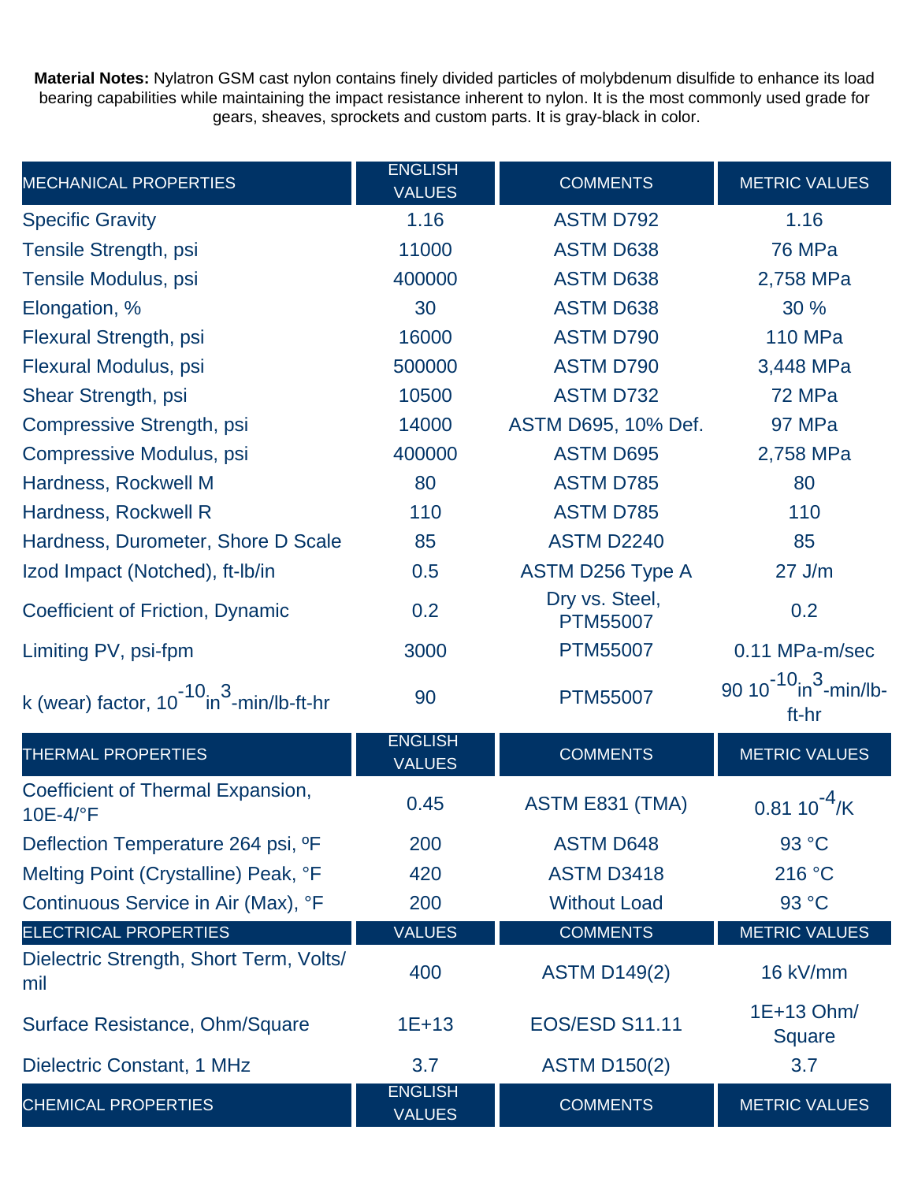**Material Notes:** Nylatron GSM cast nylon contains finely divided particles of molybdenum disulfide to enhance its load bearing capabilities while maintaining the impact resistance inherent to nylon. It is the most commonly used grade for gears, sheaves, sprockets and custom parts. It is gray-black in color.

| MECHANICAL PROPERTIES | ENGLISH VALUES | COMMENTS | METRIC VALUES |
|---|---|---|---|
| Specific Gravity | 1.16 | ASTM D792 | 1.16 |
| Tensile Strength, psi | 11000 | ASTM D638 | 76 MPa |
| Tensile Modulus, psi | 400000 | ASTM D638 | 2,758 MPa |
| Elongation, % | 30 | ASTM D638 | 30 % |
| Flexural Strength, psi | 16000 | ASTM D790 | 110 MPa |
| Flexural Modulus, psi | 500000 | ASTM D790 | 3,448 MPa |
| Shear Strength, psi | 10500 | ASTM D732 | 72 MPa |
| Compressive Strength, psi | 14000 | ASTM D695, 10% Def. | 97 MPa |
| Compressive Modulus, psi | 400000 | ASTM D695 | 2,758 MPa |
| Hardness, Rockwell M | 80 | ASTM D785 | 80 |
| Hardness, Rockwell R | 110 | ASTM D785 | 110 |
| Hardness, Durometer, Shore D Scale | 85 | ASTM D2240 | 85 |
| Izod Impact (Notched), ft-lb/in | 0.5 | ASTM D256 Type A | 27 J/m |
| Coefficient of Friction, Dynamic | 0.2 | Dry vs. Steel, PTM55007 | 0.2 |
| Limiting PV, psi-fpm | 3000 | PTM55007 | 0.11 MPa-m/sec |
| k (wear) factor, $10^{-10}$ $in^3$-min/lb-ft-hr | 90 | PTM55007 | 90 $10^{-10}$ $in^3$-min/lb-ft-hr |
| **THERMAL PROPERTIES** | **ENGLISH VALUES** | **COMMENTS** | **METRIC VALUES** |
| Coefficient of Thermal Expansion, 10E-4/°F | 0.45 | ASTM E831 (TMA) | 0.81 $10^{-4}$/K |
| Deflection Temperature 264 psi, ºF | 200 | ASTM D648 | 93 °C |
| Melting Point (Crystalline) Peak, °F | 420 | ASTM D3418 | 216 °C |
| Continuous Service in Air (Max), °F | 200 | Without Load | 93 °C |
| **ELECTRICAL PROPERTIES** | **VALUES** | **COMMENTS** | **METRIC VALUES** |
| Dielectric Strength, Short Term, Volts/mil | 400 | ASTM D149(2) | 16 kV/mm |
| Surface Resistance, Ohm/Square | 1E+13 | EOS/ESD S11.11 | 1E+13 Ohm/Square |
| Dielectric Constant, 1 MHz | 3.7 | ASTM D150(2) | 3.7 |
| **CHEMICAL PROPERTIES** | **ENGLISH VALUES** | **COMMENTS** | **METRIC VALUES** |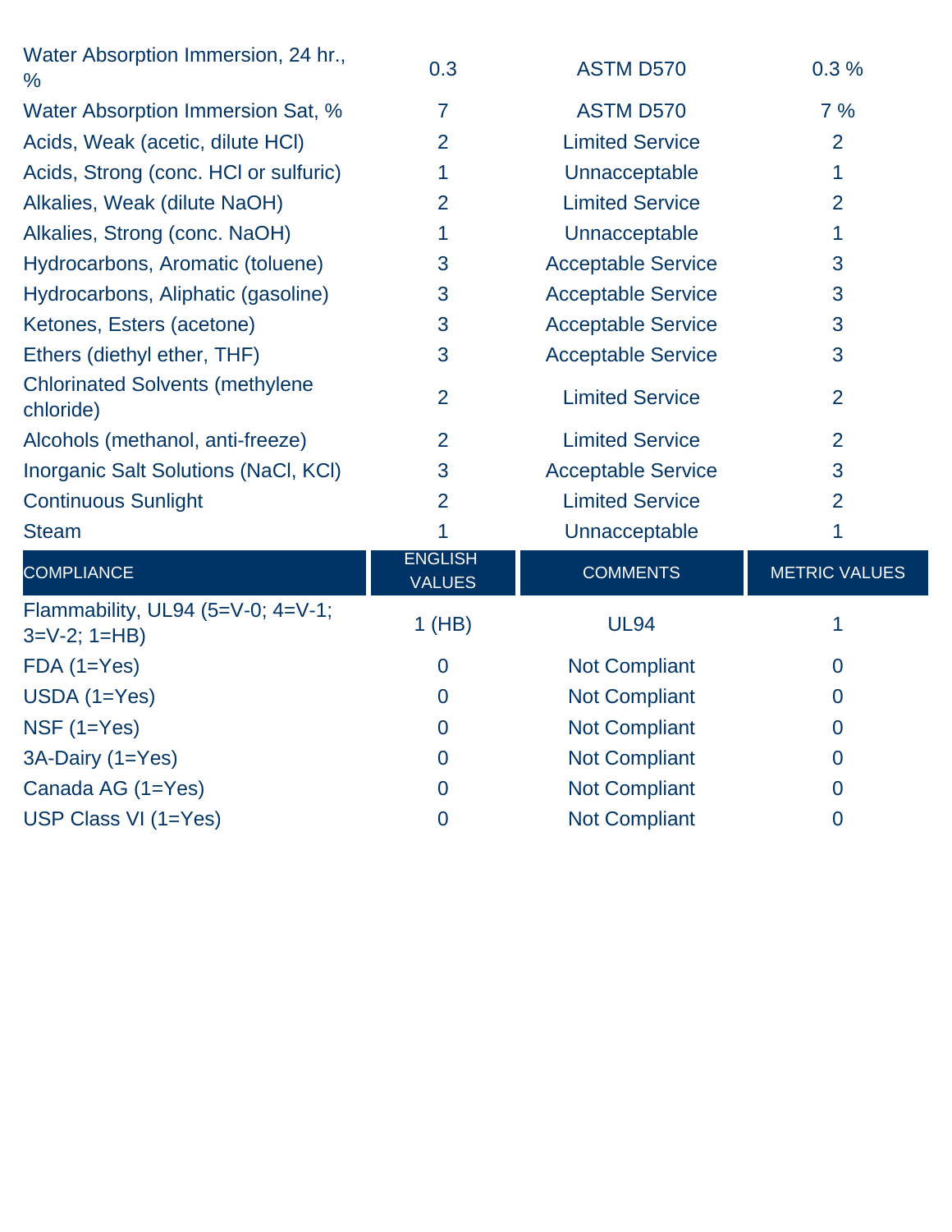| | | | |
|---|---|---|---|
| Water Absorption Immersion, 24 hr., % | 0.3 | ASTM D570 | 0.3 % |
| Water Absorption Immersion Sat, % | 7 | ASTM D570 | 7 % |
| Acids, Weak (acetic, dilute HCl) | 2 | Limited Service | 2 |
| Acids, Strong (conc. HCl or sulfuric) | 1 | Unacceptable | 1 |
| Alkalies, Weak (dilute NaOH) | 2 | Limited Service | 2 |
| Alkalies, Strong (conc. NaOH) | 1 | Unacceptable | 1 |
| Hydrocarbons, Aromatic (toluene) | 3 | Acceptable Service | 3 |
| Hydrocarbons, Aliphatic (gasoline) | 3 | Acceptable Service | 3 |
| Ketones, Esters (acetone) | 3 | Acceptable Service | 3 |
| Ethers (diethyl ether, THF) | 3 | Acceptable Service | 3 |
| Chlorinated Solvents (methylene chloride) | 2 | Limited Service | 2 |
| Alcohols (methanol, anti-freeze) | 2 | Limited Service | 2 |
| Inorganic Salt Solutions (NaCl, KCl) | 3 | Acceptable Service | 3 |
| Continuous Sunlight | 2 | Limited Service | 2 |
| Steam | 1 | Unacceptable | 1 |

| COMPLIANCE | ENGLISH VALUES | COMMENTS | METRIC VALUES |
|---|---|---|---|
| Flammability, UL94 (5=V-0; 4=V-1; 3=V-2; 1=HB) | 1 (HB) | UL94 | 1 |
| FDA (1=Yes) | 0 | Not Compliant | 0 |
| USDA (1=Yes) | 0 | Not Compliant | 0 |
| NSF (1=Yes) | 0 | Not Compliant | 0 |
| 3A-Dairy (1=Yes) | 0 | Not Compliant | 0 |
| Canada AG (1=Yes) | 0 | Not Compliant | 0 |
| USP Class VI (1=Yes) | 0 | Not Compliant | 0 |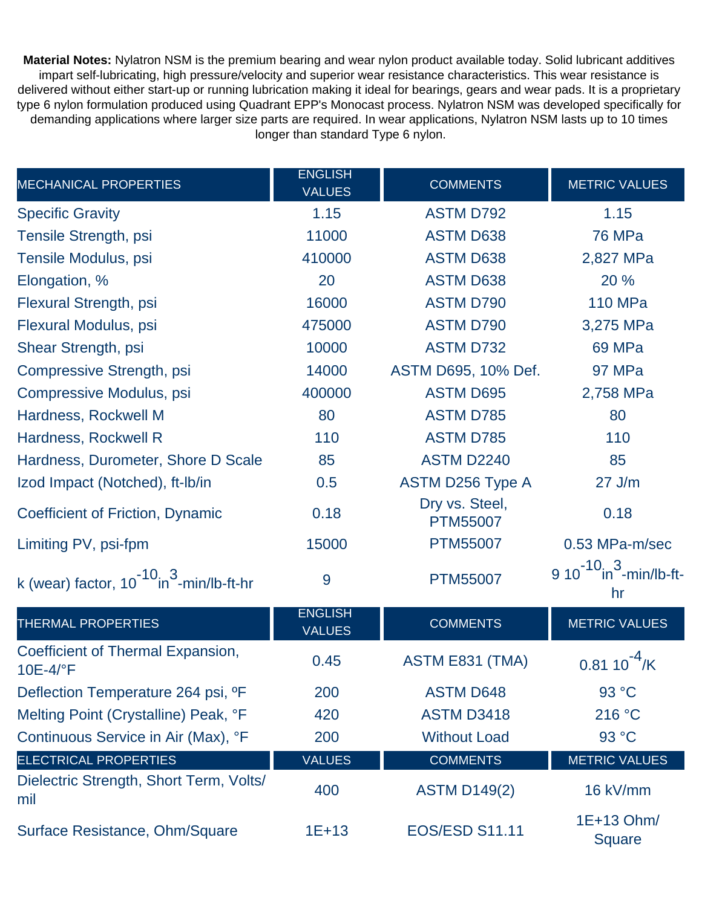**Material Notes:** Nylatron NSM is the premium bearing and wear nylon product available today. Solid lubricant additives impart self-lubricating, high pressure/velocity and superior wear resistance characteristics. This wear resistance is delivered without either start-up or running lubrication making it ideal for bearings, gears and wear pads. It is a proprietary type 6 nylon formulation produced using Quadrant EPP's Monocast process. Nylatron NSM was developed specifically for demanding applications where larger size parts are required. In wear applications, Nylatron NSM lasts up to 10 times longer than standard Type 6 nylon.

| MECHANICAL PROPERTIES | ENGLISH VALUES | COMMENTS | METRIC VALUES |
|---|---|---|---|
| Specific Gravity | 1.15 | ASTM D792 | 1.15 |
| Tensile Strength, psi | 11000 | ASTM D638 | 76 MPa |
| Tensile Modulus, psi | 410000 | ASTM D638 | 2,827 MPa |
| Elongation, % | 20 | ASTM D638 | 20 % |
| Flexural Strength, psi | 16000 | ASTM D790 | 110 MPa |
| Flexural Modulus, psi | 475000 | ASTM D790 | 3,275 MPa |
| Shear Strength, psi | 10000 | ASTM D732 | 69 MPa |
| Compressive Strength, psi | 14000 | ASTM D695, 10% Def. | 97 MPa |
| Compressive Modulus, psi | 400000 | ASTM D695 | 2,758 MPa |
| Hardness, Rockwell M | 80 | ASTM D785 | 80 |
| Hardness, Rockwell R | 110 | ASTM D785 | 110 |
| Hardness, Durometer, Shore D Scale | 85 | ASTM D2240 | 85 |
| Izod Impact (Notched), ft-lb/in | 0.5 | ASTM D256 Type A | 27 J/m |
| Coefficient of Friction, Dynamic | 0.18 | Dry vs. Steel, PTM55007 | 0.18 |
| Limiting PV, psi-fpm | 15000 | PTM55007 | 0.53 MPa-m/sec |
| k (wear) factor, $10^{-10}$ $in^3$-min/lb-ft-hr | 9 | PTM55007 | 9 $10^{-10}$ $in^3$-min/lb-ft-hr |
| **THERMAL PROPERTIES** | **ENGLISH VALUES** | **COMMENTS** | **METRIC VALUES** |
| Coefficient of Thermal Expansion, 10E-4/°F | 0.45 | ASTM E831 (TMA) | 0.81 $10^{-4}$/K |
| Deflection Temperature 264 psi, ºF | 200 | ASTM D648 | 93 °C |
| Melting Point (Crystalline) Peak, °F | 420 | ASTM D3418 | 216 °C |
| Continuous Service in Air (Max), °F | 200 | Without Load | 93 °C |
| **ELECTRICAL PROPERTIES** | **VALUES** | **COMMENTS** | **METRIC VALUES** |
| Dielectric Strength, Short Term, Volts/mil | 400 | ASTM D149(2) | 16 kV/mm |
| Surface Resistance, Ohm/Square | 1E+13 | EOS/ESD S11.11 | 1E+13 Ohm/Square |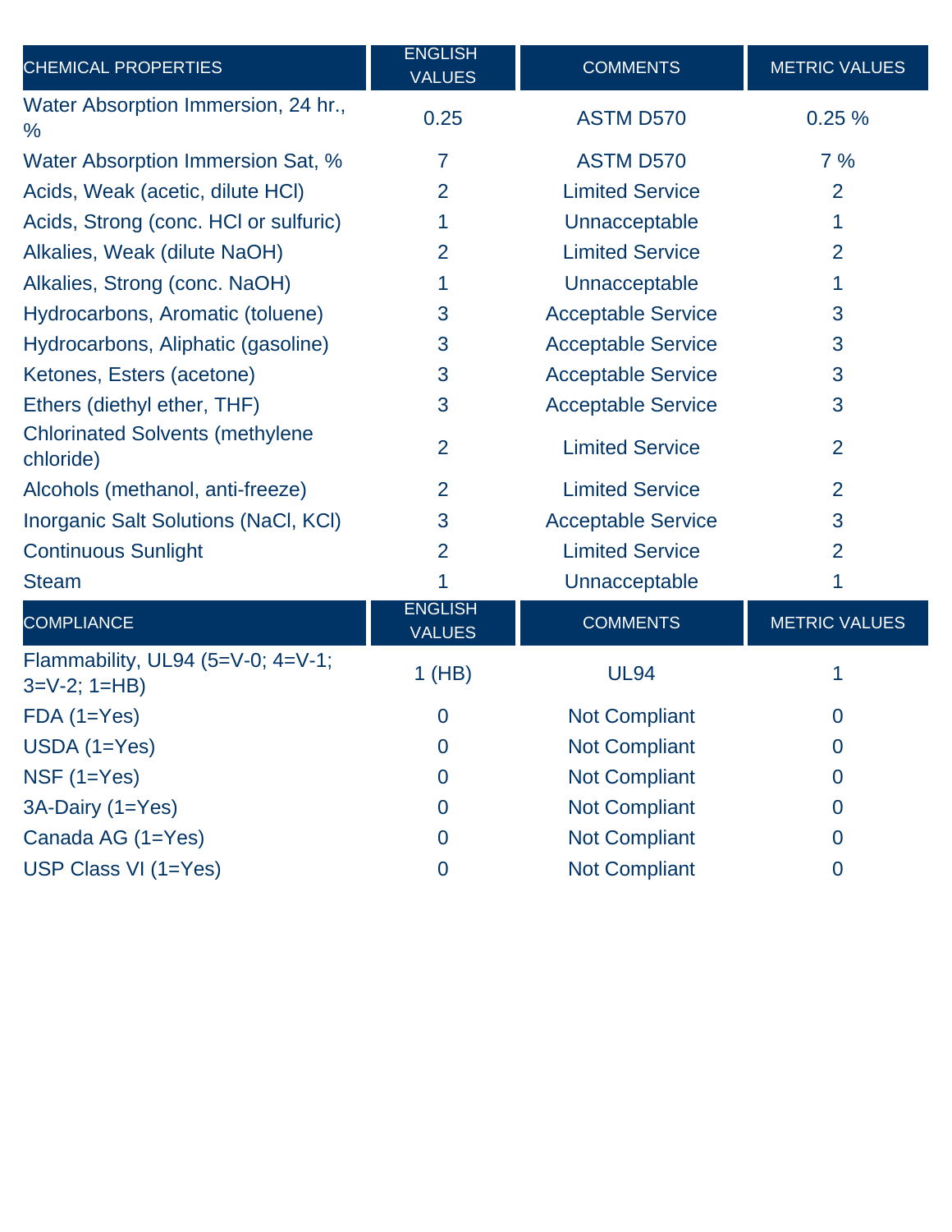| CHEMICAL PROPERTIES | ENGLISH VALUES | COMMENTS | METRIC VALUES |
| --- | --- | --- | --- |
| Water Absorption Immersion, 24 hr., % | 0.25 | ASTM D570 | 0.25 % |
| Water Absorption Immersion Sat, % | 7 | ASTM D570 | 7 % |
| Acids, Weak (acetic, dilute HCl) | 2 | Limited Service | 2 |
| Acids, Strong (conc. HCl or sulfuric) | 1 | Unnacceptable | 1 |
| Alkalies, Weak (dilute NaOH) | 2 | Limited Service | 2 |
| Alkalies, Strong (conc. NaOH) | 1 | Unnacceptable | 1 |
| Hydrocarbons, Aromatic (toluene) | 3 | Acceptable Service | 3 |
| Hydrocarbons, Aliphatic (gasoline) | 3 | Acceptable Service | 3 |
| Ketones, Esters (acetone) | 3 | Acceptable Service | 3 |
| Ethers (diethyl ether, THF) | 3 | Acceptable Service | 3 |
| Chlorinated Solvents (methylene chloride) | 2 | Limited Service | 2 |
| Alcohols (methanol, anti-freeze) | 2 | Limited Service | 2 |
| Inorganic Salt Solutions (NaCl, KCl) | 3 | Acceptable Service | 3 |
| Continuous Sunlight | 2 | Limited Service | 2 |
| Steam | 1 | Unnacceptable | 1 |

| COMPLIANCE | ENGLISH VALUES | COMMENTS | METRIC VALUES |
| --- | --- | --- | --- |
| Flammability, UL94 (5=V-0; 4=V-1; 3=V-2; 1=HB) | 1 (HB) | UL94 | 1 |
| FDA (1=Yes) | 0 | Not Compliant | 0 |
| USDA (1=Yes) | 0 | Not Compliant | 0 |
| NSF (1=Yes) | 0 | Not Compliant | 0 |
| 3A-Dairy (1=Yes) | 0 | Not Compliant | 0 |
| Canada AG (1=Yes) | 0 | Not Compliant | 0 |
| USP Class VI (1=Yes) | 0 | Not Compliant | 0 |